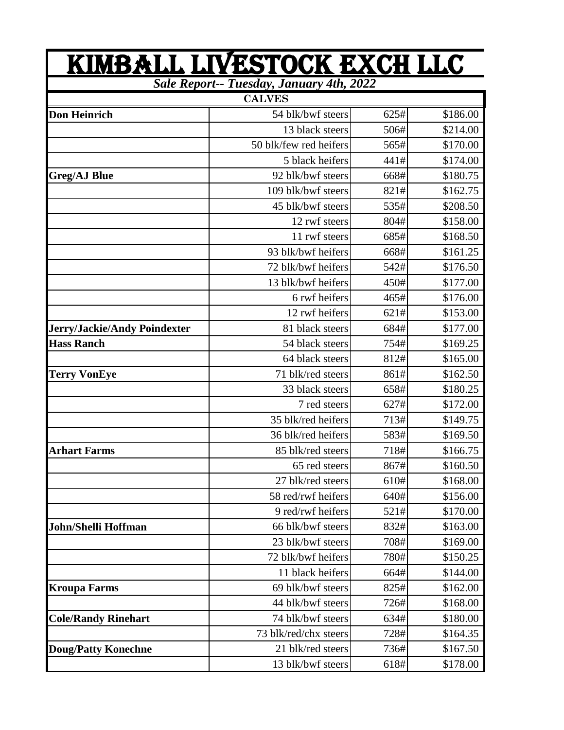# KIMBALL LIVESTOCK EXCH LLC

***Sale Report-- Tuesday, January 4th, 2022***

**CALVES**

| | | | |
|---|---|---|---|
| **Don Heinrich** | 54 blk/bwf steers | 625# | $186.00 |
| | 13 black steers | 506# | $214.00 |
| | 50 blk/few red heifers | 565# | $170.00 |
| | 5 black heifers | 441# | $174.00 |
| **Greg/AJ Blue** | 92 blk/bwf steers | 668# | $180.75 |
| | 109 blk/bwf steers | 821# | $162.75 |
| | 45 blk/bwf steers | 535# | $208.50 |
| | 12 rwf steers | 804# | $158.00 |
| | 11 rwf steers | 685# | $168.50 |
| | 93 blk/bwf heifers | 668# | $161.25 |
| | 72 blk/bwf heifers | 542# | $176.50 |
| | 13 blk/bwf heifers | 450# | $177.00 |
| | 6 rwf heifers | 465# | $176.00 |
| | 12 rwf heifers | 621# | $153.00 |
| **Jerry/Jackie/Andy Poindexter** | 81 black steers | 684# | $177.00 |
| **Hass Ranch** | 54 black steers | 754# | $169.25 |
| | 64 black steers | 812# | $165.00 |
| **Terry VonEye** | 71 blk/red steers | 861# | $162.50 |
| | 33 black steers | 658# | $180.25 |
| | 7 red steers | 627# | $172.00 |
| | 35 blk/red heifers | 713# | $149.75 |
| | 36 blk/red heifers | 583# | $169.50 |
| **Arhart Farms** | 85 blk/red steers | 718# | $166.75 |
| | 65 red steers | 867# | $160.50 |
| | 27 blk/red steers | 610# | $168.00 |
| | 58 red/rwf heifers | 640# | $156.00 |
| | 9 red/rwf heifers | 521# | $170.00 |
| **John/Shelli Hoffman** | 66 blk/bwf steers | 832# | $163.00 |
| | 23 blk/bwf steers | 708# | $169.00 |
| | 72 blk/bwf heifers | 780# | $150.25 |
| | 11 black heifers | 664# | $144.00 |
| **Kroupa Farms** | 69 blk/bwf steers | 825# | $162.00 |
| | 44 blk/bwf steers | 726# | $168.00 |
| **Cole/Randy Rinehart** | 74 blk/bwf steers | 634# | $180.00 |
| | 73 blk/red/chx steers | 728# | $164.35 |
| **Doug/Patty Konechne** | 21 blk/red steers | 736# | $167.50 |
| | 13 blk/bwf steers | 618# | $178.00 |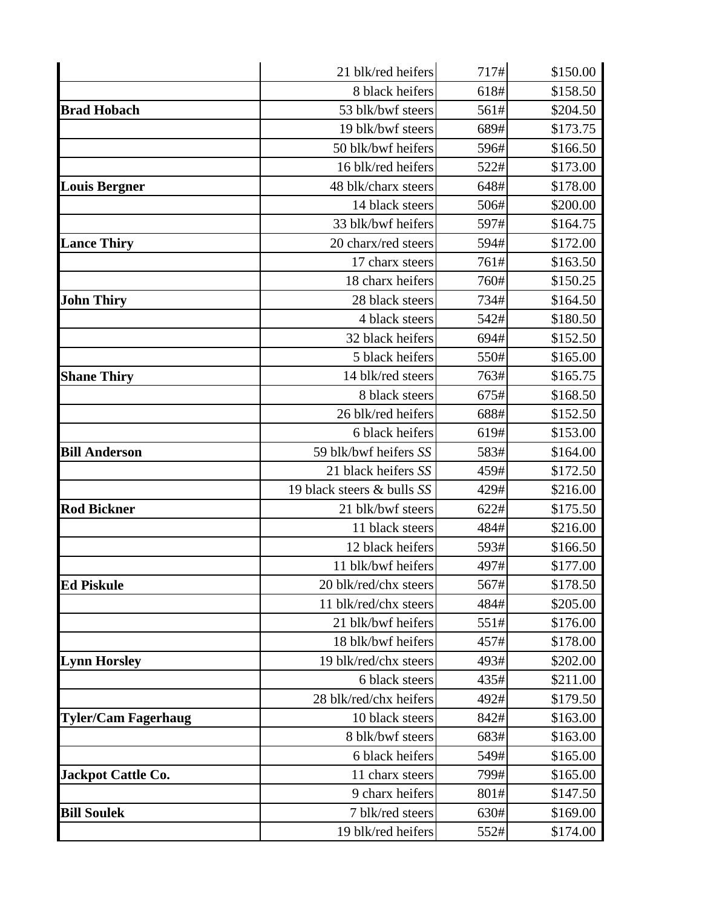| | | | |
|---|---|---|---|
| | 21 blk/red heifers | 717# | $150.00 |
| | 8 black heifers | 618# | $158.50 |
| **Brad Hobach** | 53 blk/bwf steers | 561# | $204.50 |
| | 19 blk/bwf steers | 689# | $173.75 |
| | 50 blk/bwf heifers | 596# | $166.50 |
| | 16 blk/red heifers | 522# | $173.00 |
| **Louis Bergner** | 48 blk/charx steers | 648# | $178.00 |
| | 14 black steers | 506# | $200.00 |
| | 33 blk/bwf heifers | 597# | $164.75 |
| **Lance Thiry** | 20 charx/red steers | 594# | $172.00 |
| | 17 charx steers | 761# | $163.50 |
| | 18 charx heifers | 760# | $150.25 |
| **John Thiry** | 28 black steers | 734# | $164.50 |
| | 4 black steers | 542# | $180.50 |
| | 32 black heifers | 694# | $152.50 |
| | 5 black heifers | 550# | $165.00 |
| **Shane Thiry** | 14 blk/red steers | 763# | $165.75 |
| | 8 black steers | 675# | $168.50 |
| | 26 blk/red heifers | 688# | $152.50 |
| | 6 black heifers | 619# | $153.00 |
| **Bill Anderson** | 59 blk/bwf heifers *SS* | 583# | $164.00 |
| | 21 black heifers *SS* | 459# | $172.50 |
| | 19 black steers & bulls *SS* | 429# | $216.00 |
| **Rod Bickner** | 21 blk/bwf steers | 622# | $175.50 |
| | 11 black steers | 484# | $216.00 |
| | 12 black heifers | 593# | $166.50 |
| | 11 blk/bwf heifers | 497# | $177.00 |
| **Ed Piskule** | 20 blk/red/chx steers | 567# | $178.50 |
| | 11 blk/red/chx steers | 484# | $205.00 |
| | 21 blk/bwf heifers | 551# | $176.00 |
| | 18 blk/bwf heifers | 457# | $178.00 |
| **Lynn Horsley** | 19 blk/red/chx steers | 493# | $202.00 |
| | 6 black steers | 435# | $211.00 |
| | 28 blk/red/chx heifers | 492# | $179.50 |
| **Tyler/Cam Fagerhaug** | 10 black steers | 842# | $163.00 |
| | 8 blk/bwf steers | 683# | $163.00 |
| | 6 black heifers | 549# | $165.00 |
| **Jackpot Cattle Co.** | 11 charx steers | 799# | $165.00 |
| | 9 charx heifers | 801# | $147.50 |
| **Bill Soulek** | 7 blk/red steers | 630# | $169.00 |
| | 19 blk/red heifers | 552# | $174.00 |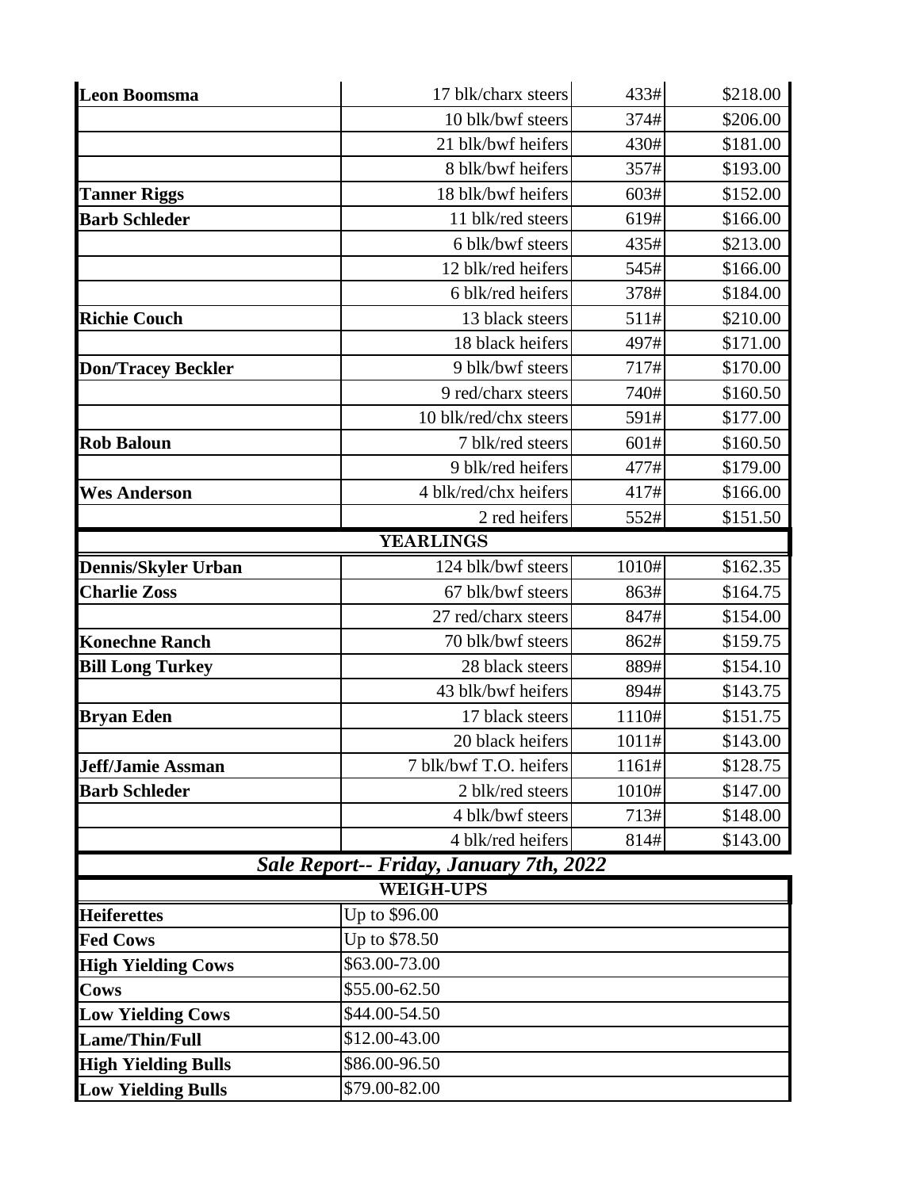| | | | |
|---|---|---|---|
| **Leon Boomsma** | 17 blk/charx steers | 433# | $218.00 |
| | 10 blk/bwf steers | 374# | $206.00 |
| | 21 blk/bwf heifers | 430# | $181.00 |
| | 8 blk/bwf heifers | 357# | $193.00 |
| **Tanner Riggs** | 18 blk/bwf heifers | 603# | $152.00 |
| **Barb Schleder** | 11 blk/red steers | 619# | $166.00 |
| | 6 blk/bwf steers | 435# | $213.00 |
| | 12 blk/red heifers | 545# | $166.00 |
| | 6 blk/red heifers | 378# | $184.00 |
| **Richie Couch** | 13 black steers | 511# | $210.00 |
| | 18 black heifers | 497# | $171.00 |
| **Don/Tracey Beckler** | 9 blk/bwf steers | 717# | $170.00 |
| | 9 red/charx steers | 740# | $160.50 |
| | 10 blk/red/chx steers | 591# | $177.00 |
| **Rob Baloun** | 7 blk/red steers | 601# | $160.50 |
| | 9 blk/red heifers | 477# | $179.00 |
| **Wes Anderson** | 4 blk/red/chx heifers | 417# | $166.00 |
| | 2 red heifers | 552# | $151.50 |
| **YEARLINGS** | | | |
| **Dennis/Skyler Urban** | 124 blk/bwf steers | 1010# | $162.35 |
| **Charlie Zoss** | 67 blk/bwf steers | 863# | $164.75 |
| | 27 red/charx steers | 847# | $154.00 |
| **Konechne Ranch** | 70 blk/bwf steers | 862# | $159.75 |
| **Bill Long Turkey** | 28 black steers | 889# | $154.10 |
| | 43 blk/bwf heifers | 894# | $143.75 |
| **Bryan Eden** | 17 black steers | 1110# | $151.75 |
| | 20 black heifers | 1011# | $143.00 |
| **Jeff/Jamie Assman** | 7 blk/bwf T.O. heifers | 1161# | $128.75 |
| **Barb Schleder** | 2 blk/red steers | 1010# | $147.00 |
| | 4 blk/bwf steers | 713# | $148.00 |
| | 4 blk/red heifers | 814# | $143.00 |

***Sale Report-- Friday, January 7th, 2022***

| **WEIGH-UPS** | |
|---|---|
| **Heiferettes** | Up to $96.00 |
| **Fed Cows** | Up to $78.50 |
| **High Yielding Cows** | $63.00-73.00 |
| **Cows** | $55.00-62.50 |
| **Low Yielding Cows** | $44.00-54.50 |
| **Lame/Thin/Full** | $12.00-43.00 |
| **High Yielding Bulls** | $86.00-96.50 |
| **Low Yielding Bulls** | $79.00-82.00 |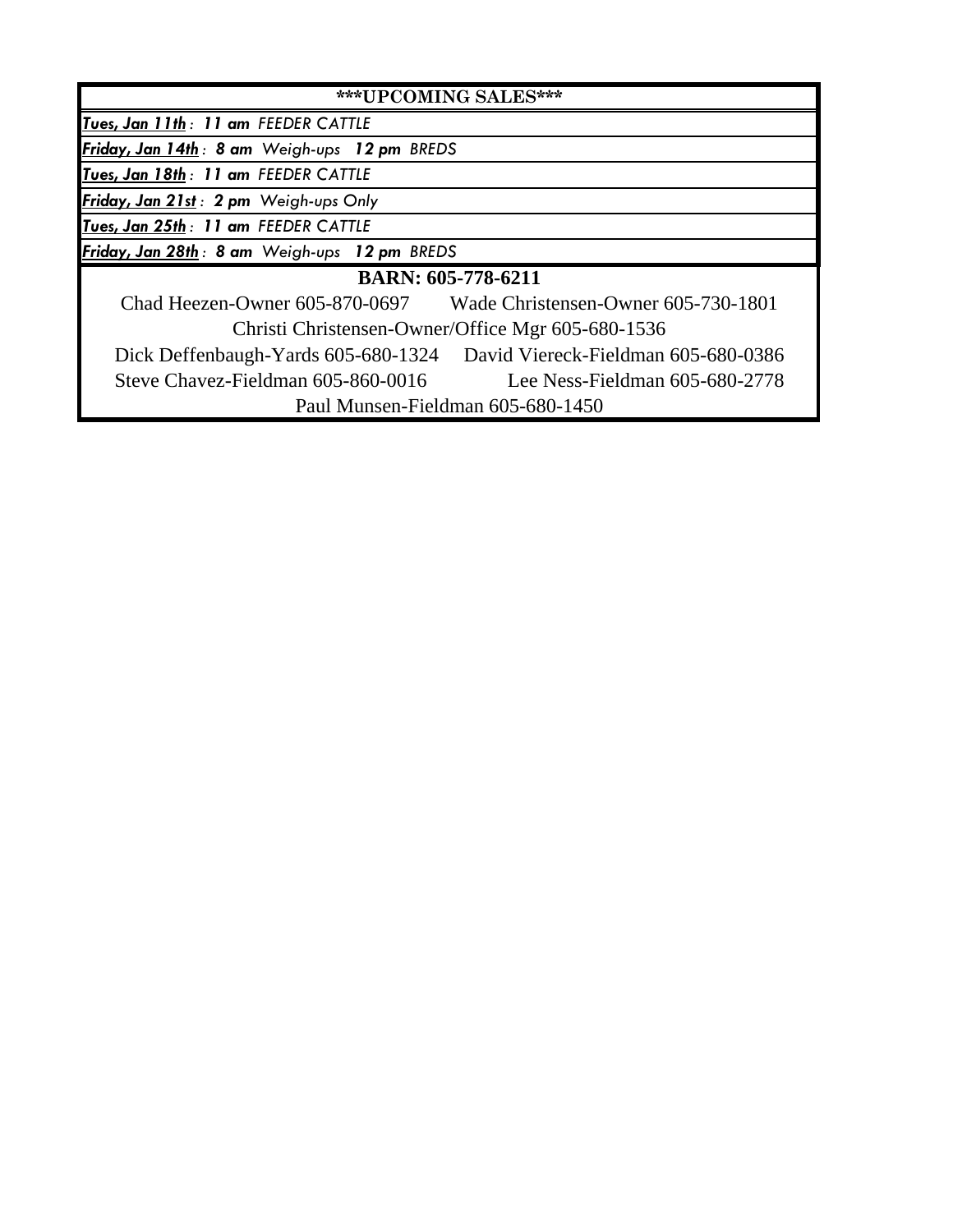## ***UPCOMING SALES***

***Tues, Jan 11th*** *:* ***11 am*** *FEEDER CATTLE*

***Friday, Jan 14th*** *:* ***8 am*** *Weigh-ups* ***12 pm*** *BREDS*

***Tues, Jan 18th*** *:* ***11 am*** *FEEDER CATTLE*

***Friday, Jan 21st*** *:* ***2 pm*** *Weigh-ups Only*

***Tues, Jan 25th*** *:* ***11 am*** *FEEDER CATTLE*

***Friday, Jan 28th*** *:* ***8 am*** *Weigh-ups* ***12 pm*** *BREDS*

**BARN: 605-778-6211**

Chad Heezen-Owner 605-870-0697 Wade Christensen-Owner 605-730-1801

Christi Christensen-Owner/Office Mgr 605-680-1536

Dick Deffenbaugh-Yards 605-680-1324 David Viereck-Fieldman 605-680-0386

Steve Chavez-Fieldman 605-860-0016 Lee Ness-Fieldman 605-680-2778

Paul Munsen-Fieldman 605-680-1450